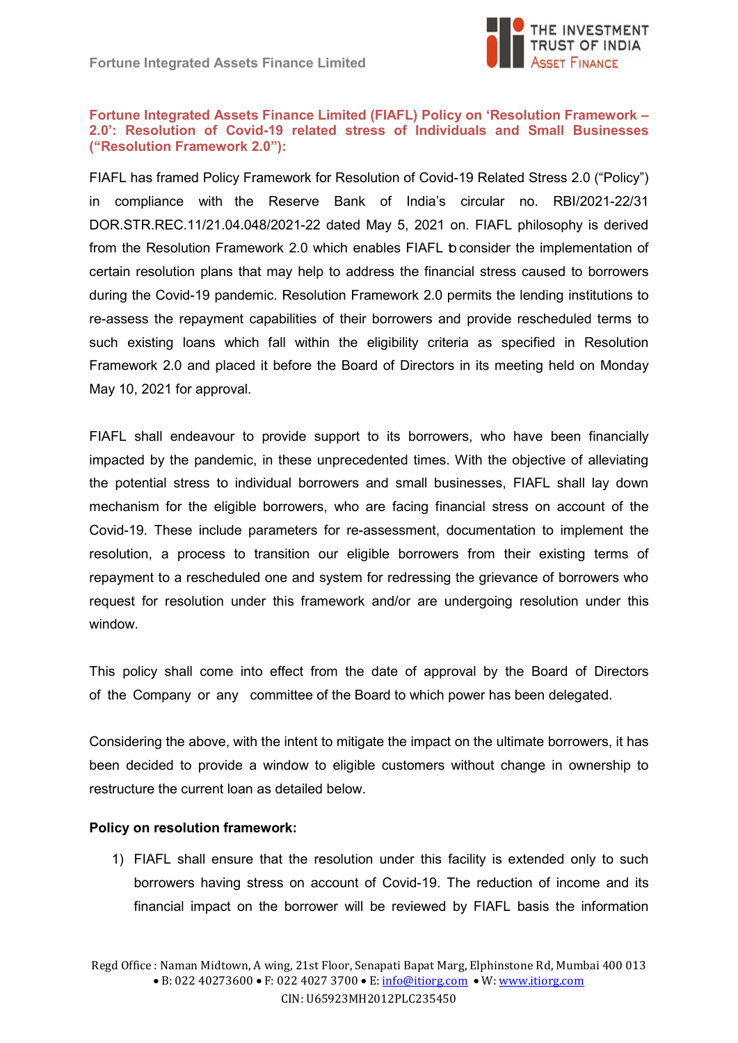# Fortune Integrated Assets Finance Limited (FIAFL) Policy on 'Resolution Framework – 2.0': Resolution of Covid-19 related stress of Individuals and Small Businesses ("Resolution Framework 2.0"):

FIAFL has framed Policy Framework for Resolution of Covid-19 Related Stress 2.0 ("Policy") in compliance with the Reserve Bank of India's circular no. RBI/2021-22/31 DOR.STR.REC.11/21.04.048/2021-22 dated May 5, 2021 on. FIAFL philosophy is derived from the Resolution Framework 2.0 which enables FIAFL to consider the implementation of certain resolution plans that may help to address the financial stress caused to borrowers during the Covid-19 pandemic. Resolution Framework 2.0 permits the lending institutions to re-assess the repayment capabilities of their borrowers and provide rescheduled terms to such existing loans which fall within the eligibility criteria as specified in Resolution Framework 2.0 and placed it before the Board of Directors in its meeting held on Monday May 10, 2021 for approval.

FIAFL shall endeavour to provide support to its borrowers, who have been financially impacted by the pandemic, in these unprecedented times. With the objective of alleviating the potential stress to individual borrowers and small businesses, FIAFL shall lay down mechanism for the eligible borrowers, who are facing financial stress on account of the Covid-19. These include parameters for re-assessment, documentation to implement the resolution, a process to transition our eligible borrowers from their existing terms of repayment to a rescheduled one and system for redressing the grievance of borrowers who request for resolution under this framework and/or are undergoing resolution under this window.

This policy shall come into effect from the date of approval by the Board of Directors of the Company or any committee of the Board to which power has been delegated.

Considering the above, with the intent to mitigate the impact on the ultimate borrowers, it has been decided to provide a window to eligible customers without change in ownership to restructure the current loan as detailed below.

**Policy on resolution framework:**

1) FIAFL shall ensure that the resolution under this facility is extended only to such borrowers having stress on account of Covid-19. The reduction of income and its financial impact on the borrower will be reviewed by FIAFL basis the information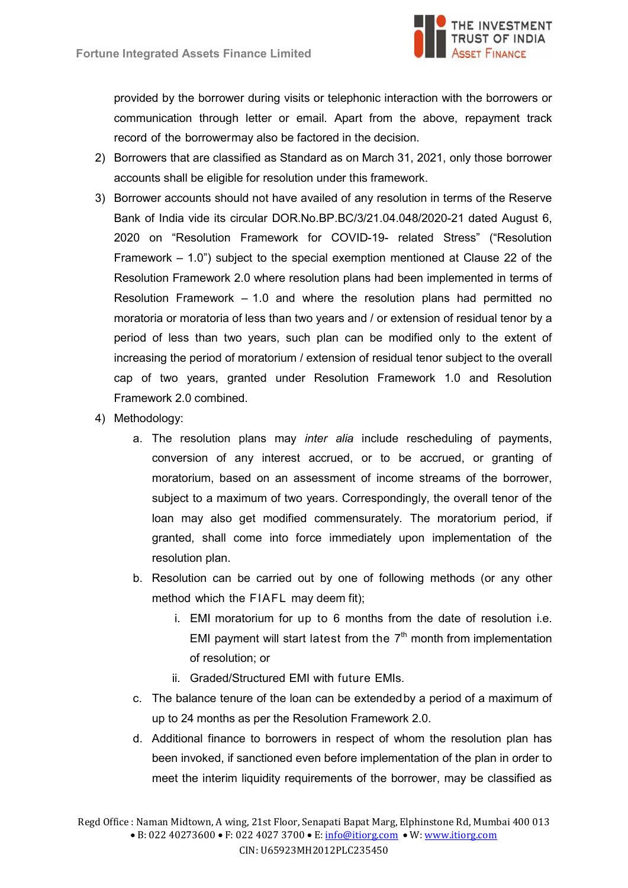provided by the borrower during visits or telephonic interaction with the borrowers or communication through letter or email. Apart from the above, repayment track record of the borrowermay also be factored in the decision.

2) Borrowers that are classified as Standard as on March 31, 2021, only those borrower accounts shall be eligible for resolution under this framework.

3) Borrower accounts should not have availed of any resolution in terms of the Reserve Bank of India vide its circular DOR.No.BP.BC/3/21.04.048/2020-21 dated August 6, 2020 on "Resolution Framework for COVID-19- related Stress" ("Resolution Framework – 1.0") subject to the special exemption mentioned at Clause 22 of the Resolution Framework 2.0 where resolution plans had been implemented in terms of Resolution Framework – 1.0 and where the resolution plans had permitted no moratoria or moratoria of less than two years and / or extension of residual tenor by a period of less than two years, such plan can be modified only to the extent of increasing the period of moratorium / extension of residual tenor subject to the overall cap of two years, granted under Resolution Framework 1.0 and Resolution Framework 2.0 combined.

4) Methodology:

   a. The resolution plans may *inter alia* include rescheduling of payments, conversion of any interest accrued, or to be accrued, or granting of moratorium, based on an assessment of income streams of the borrower, subject to a maximum of two years. Correspondingly, the overall tenor of the loan may also get modified commensurately. The moratorium period, if granted, shall come into force immediately upon implementation of the resolution plan.

   b. Resolution can be carried out by one of following methods (or any other method which the FIAFL may deem fit);

      i. EMI moratorium for up to 6 months from the date of resolution i.e. EMI payment will start latest from the 7th month from implementation of resolution; or

      ii. Graded/Structured EMI with future EMIs.

   c. The balance tenure of the loan can be extendedby a period of a maximum of up to 24 months as per the Resolution Framework 2.0.

   d. Additional finance to borrowers in respect of whom the resolution plan has been invoked, if sanctioned even before implementation of the plan in order to meet the interim liquidity requirements of the borrower, may be classified as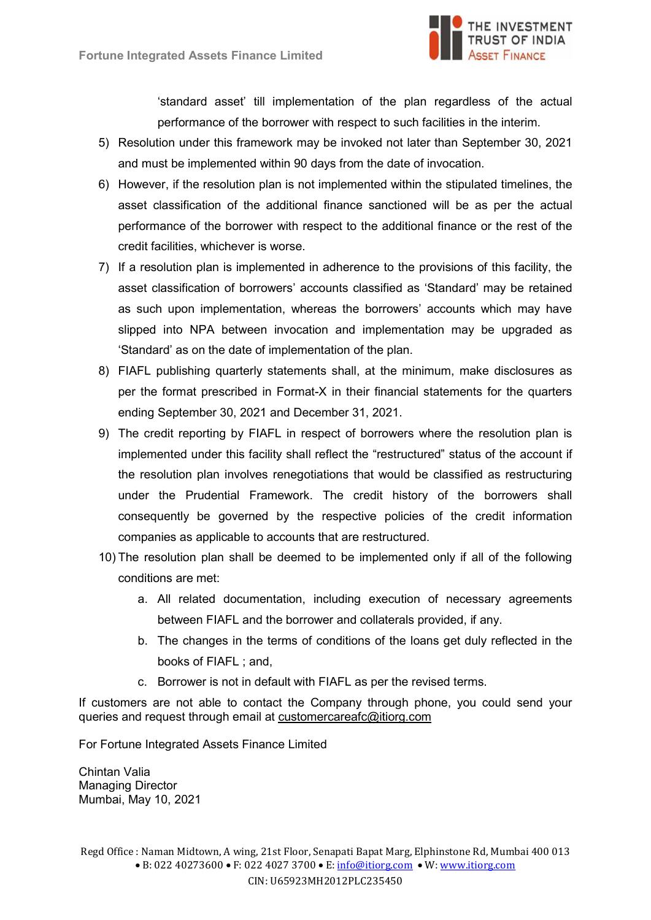'standard asset' till implementation of the plan regardless of the actual performance of the borrower with respect to such facilities in the interim.

5) Resolution under this framework may be invoked not later than September 30, 2021 and must be implemented within 90 days from the date of invocation.
6) However, if the resolution plan is not implemented within the stipulated timelines, the asset classification of the additional finance sanctioned will be as per the actual performance of the borrower with respect to the additional finance or the rest of the credit facilities, whichever is worse.
7) If a resolution plan is implemented in adherence to the provisions of this facility, the asset classification of borrowers' accounts classified as 'Standard' may be retained as such upon implementation, whereas the borrowers' accounts which may have slipped into NPA between invocation and implementation may be upgraded as 'Standard' as on the date of implementation of the plan.
8) FIAFL publishing quarterly statements shall, at the minimum, make disclosures as per the format prescribed in Format-X in their financial statements for the quarters ending September 30, 2021 and December 31, 2021.
9) The credit reporting by FIAFL in respect of borrowers where the resolution plan is implemented under this facility shall reflect the "restructured" status of the account if the resolution plan involves renegotiations that would be classified as restructuring under the Prudential Framework. The credit history of the borrowers shall consequently be governed by the respective policies of the credit information companies as applicable to accounts that are restructured.
10) The resolution plan shall be deemed to be implemented only if all of the following conditions are met:
    a. All related documentation, including execution of necessary agreements between FIAFL and the borrower and collaterals provided, if any.
    b. The changes in the terms of conditions of the loans get duly reflected in the books of FIAFL ; and,
    c. Borrower is not in default with FIAFL as per the revised terms.

If customers are not able to contact the Company through phone, you could send your queries and request through email at customercareafc@itiorg.com

For Fortune Integrated Assets Finance Limited

Chintan Valia
Managing Director
Mumbai, May 10, 2021

Regd Office : Naman Midtown, A wing, 21st Floor, Senapati Bapat Marg, Elphinstone Rd, Mumbai 400 013
• B: 022 40273600 • F: 022 4027 3700 • E: info@itiorg.com • W: www.itiorg.com
CIN: U65923MH2012PLC235450